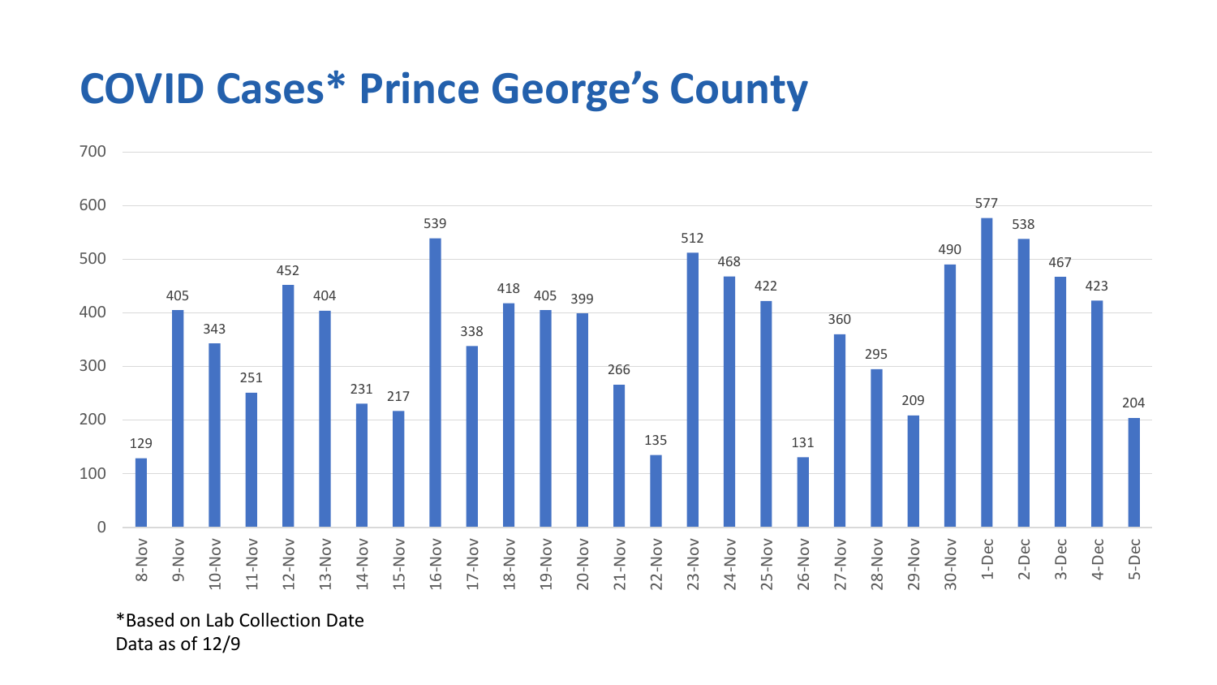# COVID Cases* Prince George's County

| Date | Cases |
| --- | --- |
| 8-Nov | 129 |
| 9-Nov | 405 |
| 10-Nov | 343 |
| 11-Nov | 251 |
| 12-Nov | 452 |
| 13-Nov | 404 |
| 14-Nov | 231 |
| 15-Nov | 217 |
| 16-Nov | 539 |
| 17-Nov | 338 |
| 18-Nov | 418 |
| 19-Nov | 405 |
| 20-Nov | 399 |
| 21-Nov | 266 |
| 22-Nov | 135 |
| 23-Nov | 512 |
| 24-Nov | 468 |
| 25-Nov | 422 |
| 26-Nov | 131 |
| 27-Nov | 360 |
| 28-Nov | 295 |
| 29-Nov | 209 |
| 30-Nov | 490 |
| 1-Dec | 577 |
| 2-Dec | 538 |
| 3-Dec | 467 |
| 4-Dec | 423 |
| 5-Dec | 204 |

*Based on Lab Collection Date
Data as of 12/9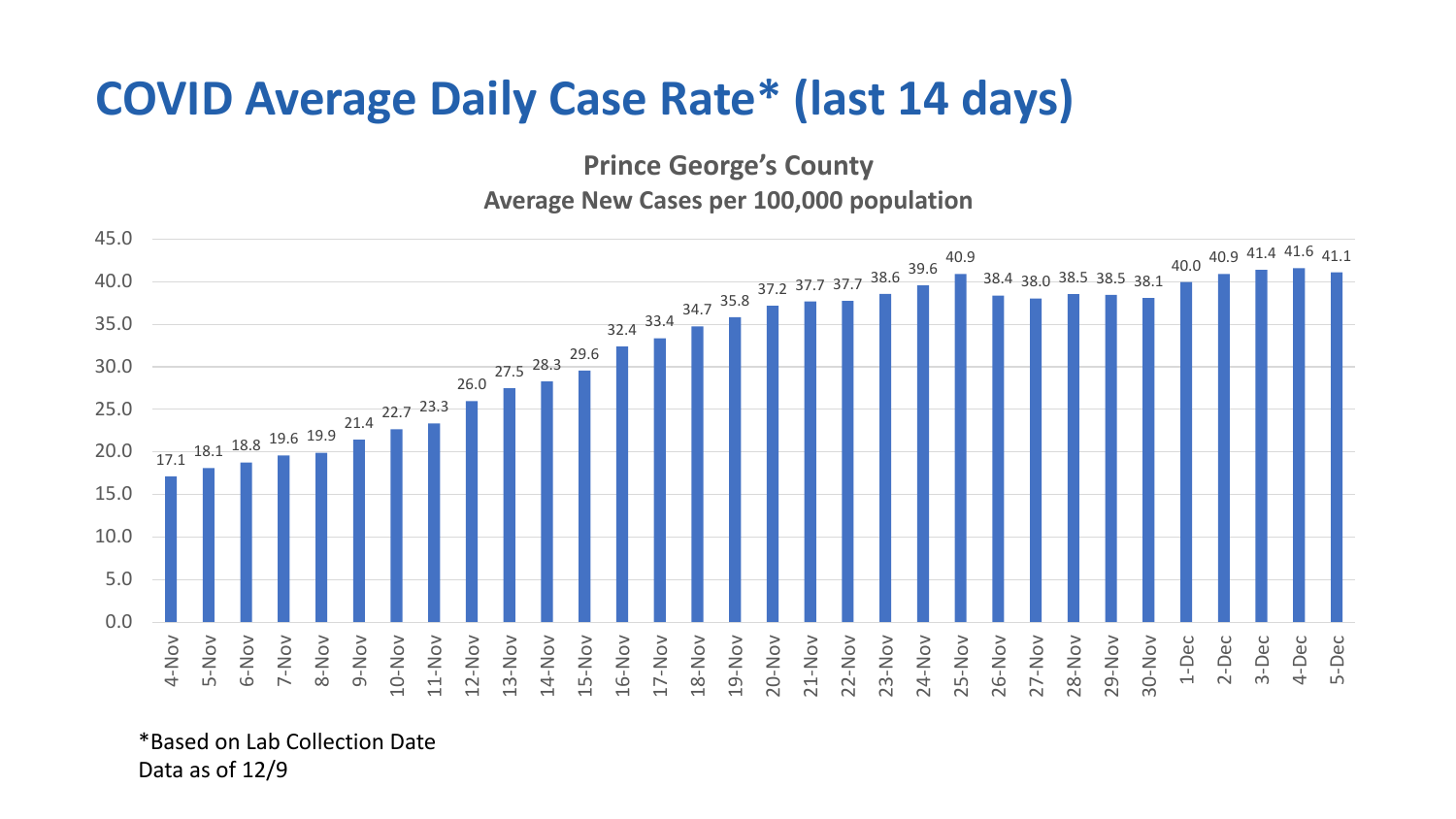# COVID Average Daily Case Rate* (last 14 days)

## Prince George's County

### Average New Cases per 100,000 population

| Date | Average New Cases per 100,000 |
|---|---|
| 4-Nov | 17.1 |
| 5-Nov | 18.1 |
| 6-Nov | 18.8 |
| 7-Nov | 19.6 |
| 8-Nov | 19.9 |
| 9-Nov | 21.4 |
| 10-Nov | 22.7 |
| 11-Nov | 23.3 |
| 12-Nov | 26.0 |
| 13-Nov | 27.5 |
| 14-Nov | 28.3 |
| 15-Nov | 29.6 |
| 16-Nov | 32.4 |
| 17-Nov | 33.4 |
| 18-Nov | 34.7 |
| 19-Nov | 35.8 |
| 20-Nov | 37.2 |
| 21-Nov | 37.7 |
| 22-Nov | 37.7 |
| 23-Nov | 38.6 |
| 24-Nov | 39.6 |
| 25-Nov | 40.9 |
| 26-Nov | 38.4 |
| 27-Nov | 38.0 |
| 28-Nov | 38.5 |
| 29-Nov | 38.5 |
| 30-Nov | 38.1 |
| 1-Dec | 40.0 |
| 2-Dec | 40.9 |
| 3-Dec | 41.4 |
| 4-Dec | 41.6 |
| 5-Dec | 41.1 |

*Based on Lab Collection Date
Data as of 12/9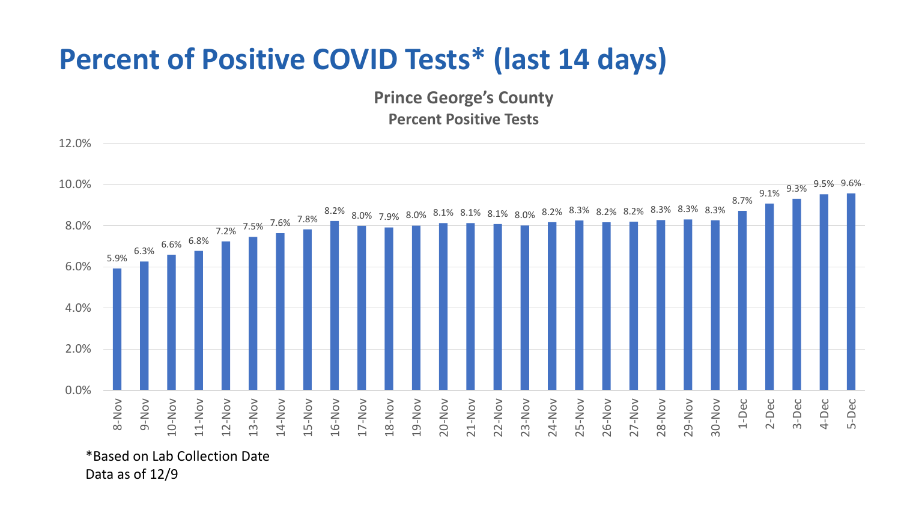# Percent of Positive COVID Tests* (last 14 days)

Prince George's County
Percent Positive Tests

12.0%
10.0%
8.0%
6.0%
4.0%
2.0%
0.0%

5.9% 6.3% 6.6% 6.8% 7.2% 7.5% 7.6% 7.8% 8.2% 8.0% 7.9% 8.0% 8.1% 8.1% 8.1% 8.0% 8.2% 8.3% 8.2% 8.2% 8.3% 8.3% 8.3% 8.7% 9.1% 9.3% 9.5% 9.6%

8-Nov 9-Nov 10-Nov 11-Nov 12-Nov 13-Nov 14-Nov 15-Nov 16-Nov 17-Nov 18-Nov 19-Nov 20-Nov 21-Nov 22-Nov 23-Nov 24-Nov 25-Nov 26-Nov 27-Nov 28-Nov 29-Nov 30-Nov 1-Dec 2-Dec 3-Dec 4-Dec 5-Dec

*Based on Lab Collection Date
Data as of 12/9